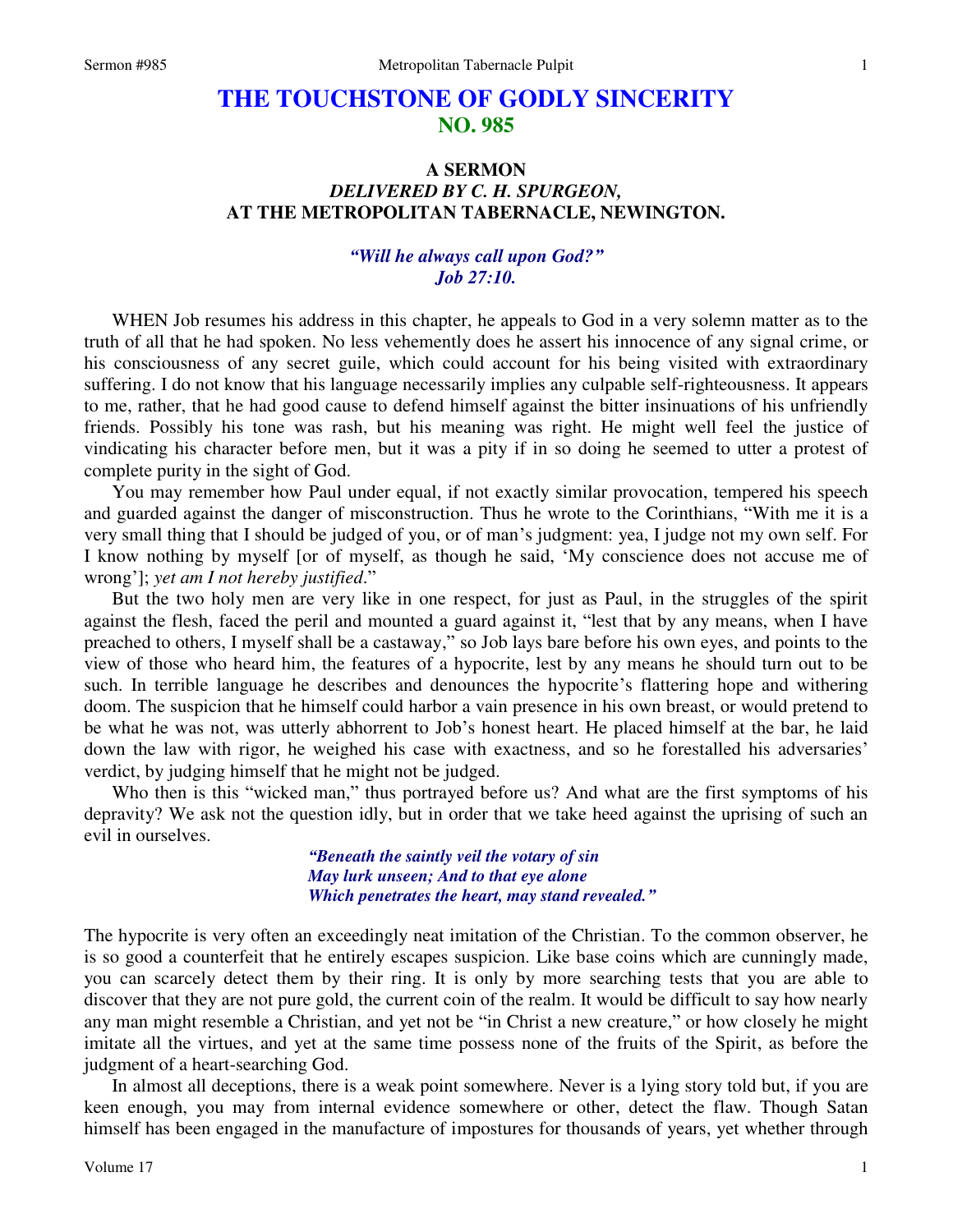# THE TOUCHSTONE OF GODLY SINCERITY
## NO. 985

### A SERMON
### *DELIVERED BY C. H. SPURGEON,*
### AT THE METROPOLITAN TABERNACLE, NEWINGTON.

***"Will he always call upon God?"***
***Job 27:10.***

WHEN Job resumes his address in this chapter, he appeals to God in a very solemn matter as to the truth of all that he had spoken. No less vehemently does he assert his innocence of any signal crime, or his consciousness of any secret guile, which could account for his being visited with extraordinary suffering. I do not know that his language necessarily implies any culpable self-righteousness. It appears to me, rather, that he had good cause to defend himself against the bitter insinuations of his unfriendly friends. Possibly his tone was rash, but his meaning was right. He might well feel the justice of vindicating his character before men, but it was a pity if in so doing he seemed to utter a protest of complete purity in the sight of God.

You may remember how Paul under equal, if not exactly similar provocation, tempered his speech and guarded against the danger of misconstruction. Thus he wrote to the Corinthians, "With me it is a very small thing that I should be judged of you, or of man's judgment: yea, I judge not my own self. For I know nothing by myself [or of myself, as though he said, 'My conscience does not accuse me of wrong']; *yet am I not hereby justified*."

But the two holy men are very like in one respect, for just as Paul, in the struggles of the spirit against the flesh, faced the peril and mounted a guard against it, "lest that by any means, when I have preached to others, I myself shall be a castaway," so Job lays bare before his own eyes, and points to the view of those who heard him, the features of a hypocrite, lest by any means he should turn out to be such. In terrible language he describes and denounces the hypocrite's flattering hope and withering doom. The suspicion that he himself could harbor a vain presence in his own breast, or would pretend to be what he was not, was utterly abhorrent to Job's honest heart. He placed himself at the bar, he laid down the law with rigor, he weighed his case with exactness, and so he forestalled his adversaries' verdict, by judging himself that he might not be judged.

Who then is this "wicked man," thus portrayed before us? And what are the first symptoms of his depravity? We ask not the question idly, but in order that we take heed against the uprising of such an evil in ourselves.

> ***"Beneath the saintly veil the votary of sin***
> ***May lurk unseen; And to that eye alone***
> ***Which penetrates the heart, may stand revealed."***

The hypocrite is very often an exceedingly neat imitation of the Christian. To the common observer, he is so good a counterfeit that he entirely escapes suspicion. Like base coins which are cunningly made, you can scarcely detect them by their ring. It is only by more searching tests that you are able to discover that they are not pure gold, the current coin of the realm. It would be difficult to say how nearly any man might resemble a Christian, and yet not be "in Christ a new creature," or how closely he might imitate all the virtues, and yet at the same time possess none of the fruits of the Spirit, as before the judgment of a heart-searching God.

In almost all deceptions, there is a weak point somewhere. Never is a lying story told but, if you are keen enough, you may from internal evidence somewhere or other, detect the flaw. Though Satan himself has been engaged in the manufacture of impostures for thousands of years, yet whether through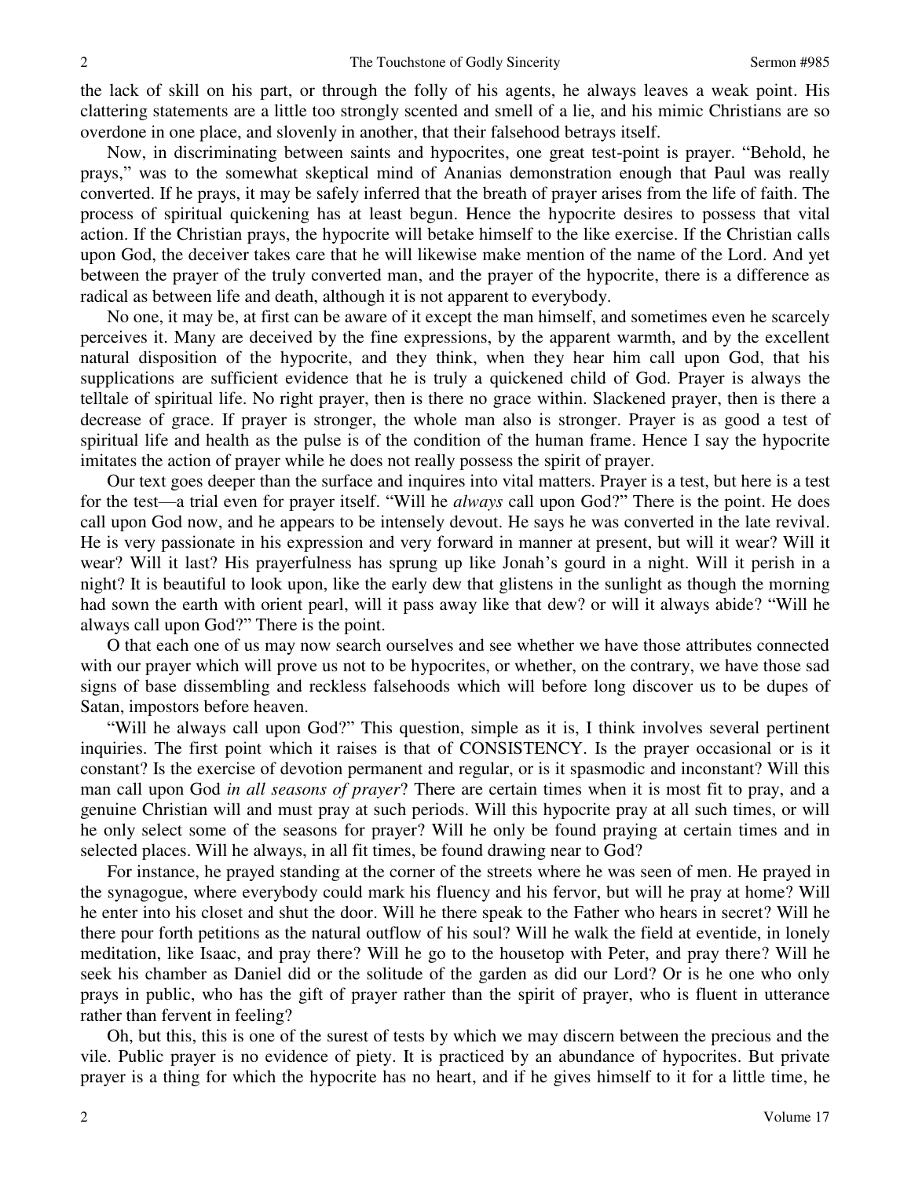the lack of skill on his part, or through the folly of his agents, he always leaves a weak point. His clattering statements are a little too strongly scented and smell of a lie, and his mimic Christians are so overdone in one place, and slovenly in another, that their falsehood betrays itself.

Now, in discriminating between saints and hypocrites, one great test-point is prayer. "Behold, he prays," was to the somewhat skeptical mind of Ananias demonstration enough that Paul was really converted. If he prays, it may be safely inferred that the breath of prayer arises from the life of faith. The process of spiritual quickening has at least begun. Hence the hypocrite desires to possess that vital action. If the Christian prays, the hypocrite will betake himself to the like exercise. If the Christian calls upon God, the deceiver takes care that he will likewise make mention of the name of the Lord. And yet between the prayer of the truly converted man, and the prayer of the hypocrite, there is a difference as radical as between life and death, although it is not apparent to everybody.

No one, it may be, at first can be aware of it except the man himself, and sometimes even he scarcely perceives it. Many are deceived by the fine expressions, by the apparent warmth, and by the excellent natural disposition of the hypocrite, and they think, when they hear him call upon God, that his supplications are sufficient evidence that he is truly a quickened child of God. Prayer is always the telltale of spiritual life. No right prayer, then is there no grace within. Slackened prayer, then is there a decrease of grace. If prayer is stronger, the whole man also is stronger. Prayer is as good a test of spiritual life and health as the pulse is of the condition of the human frame. Hence I say the hypocrite imitates the action of prayer while he does not really possess the spirit of prayer.

Our text goes deeper than the surface and inquires into vital matters. Prayer is a test, but here is a test for the test—a trial even for prayer itself. "Will he *always* call upon God?" There is the point. He does call upon God now, and he appears to be intensely devout. He says he was converted in the late revival. He is very passionate in his expression and very forward in manner at present, but will it wear? Will it wear? Will it last? His prayerfulness has sprung up like Jonah's gourd in a night. Will it perish in a night? It is beautiful to look upon, like the early dew that glistens in the sunlight as though the morning had sown the earth with orient pearl, will it pass away like that dew? or will it always abide? "Will he always call upon God?" There is the point.

O that each one of us may now search ourselves and see whether we have those attributes connected with our prayer which will prove us not to be hypocrites, or whether, on the contrary, we have those sad signs of base dissembling and reckless falsehoods which will before long discover us to be dupes of Satan, impostors before heaven.

"Will he always call upon God?" This question, simple as it is, I think involves several pertinent inquiries. The first point which it raises is that of CONSISTENCY. Is the prayer occasional or is it constant? Is the exercise of devotion permanent and regular, or is it spasmodic and inconstant? Will this man call upon God *in all seasons of prayer*? There are certain times when it is most fit to pray, and a genuine Christian will and must pray at such periods. Will this hypocrite pray at all such times, or will he only select some of the seasons for prayer? Will he only be found praying at certain times and in selected places. Will he always, in all fit times, be found drawing near to God?

For instance, he prayed standing at the corner of the streets where he was seen of men. He prayed in the synagogue, where everybody could mark his fluency and his fervor, but will he pray at home? Will he enter into his closet and shut the door. Will he there speak to the Father who hears in secret? Will he there pour forth petitions as the natural outflow of his soul? Will he walk the field at eventide, in lonely meditation, like Isaac, and pray there? Will he go to the housetop with Peter, and pray there? Will he seek his chamber as Daniel did or the solitude of the garden as did our Lord? Or is he one who only prays in public, who has the gift of prayer rather than the spirit of prayer, who is fluent in utterance rather than fervent in feeling?

Oh, but this, this is one of the surest of tests by which we may discern between the precious and the vile. Public prayer is no evidence of piety. It is practiced by an abundance of hypocrites. But private prayer is a thing for which the hypocrite has no heart, and if he gives himself to it for a little time, he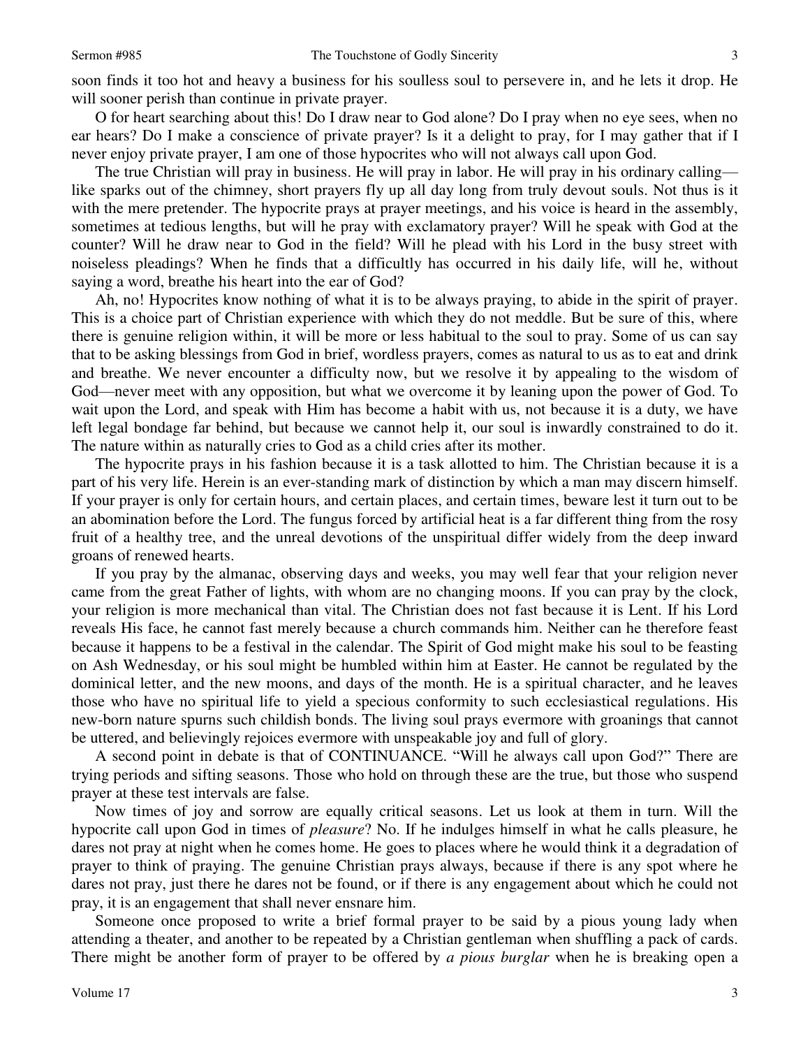soon finds it too hot and heavy a business for his soulless soul to persevere in, and he lets it drop. He will sooner perish than continue in private prayer.

O for heart searching about this! Do I draw near to God alone? Do I pray when no eye sees, when no ear hears? Do I make a conscience of private prayer? Is it a delight to pray, for I may gather that if I never enjoy private prayer, I am one of those hypocrites who will not always call upon God.

The true Christian will pray in business. He will pray in labor. He will pray in his ordinary calling—like sparks out of the chimney, short prayers fly up all day long from truly devout souls. Not thus is it with the mere pretender. The hypocrite prays at prayer meetings, and his voice is heard in the assembly, sometimes at tedious lengths, but will he pray with exclamatory prayer? Will he speak with God at the counter? Will he draw near to God in the field? Will he plead with his Lord in the busy street with noiseless pleadings? When he finds that a difficultly has occurred in his daily life, will he, without saying a word, breathe his heart into the ear of God?

Ah, no! Hypocrites know nothing of what it is to be always praying, to abide in the spirit of prayer. This is a choice part of Christian experience with which they do not meddle. But be sure of this, where there is genuine religion within, it will be more or less habitual to the soul to pray. Some of us can say that to be asking blessings from God in brief, wordless prayers, comes as natural to us as to eat and drink and breathe. We never encounter a difficulty now, but we resolve it by appealing to the wisdom of God—never meet with any opposition, but what we overcome it by leaning upon the power of God. To wait upon the Lord, and speak with Him has become a habit with us, not because it is a duty, we have left legal bondage far behind, but because we cannot help it, our soul is inwardly constrained to do it. The nature within as naturally cries to God as a child cries after its mother.

The hypocrite prays in his fashion because it is a task allotted to him. The Christian because it is a part of his very life. Herein is an ever-standing mark of distinction by which a man may discern himself. If your prayer is only for certain hours, and certain places, and certain times, beware lest it turn out to be an abomination before the Lord. The fungus forced by artificial heat is a far different thing from the rosy fruit of a healthy tree, and the unreal devotions of the unspiritual differ widely from the deep inward groans of renewed hearts.

If you pray by the almanac, observing days and weeks, you may well fear that your religion never came from the great Father of lights, with whom are no changing moons. If you can pray by the clock, your religion is more mechanical than vital. The Christian does not fast because it is Lent. If his Lord reveals His face, he cannot fast merely because a church commands him. Neither can he therefore feast because it happens to be a festival in the calendar. The Spirit of God might make his soul to be feasting on Ash Wednesday, or his soul might be humbled within him at Easter. He cannot be regulated by the dominical letter, and the new moons, and days of the month. He is a spiritual character, and he leaves those who have no spiritual life to yield a specious conformity to such ecclesiastical regulations. His new-born nature spurns such childish bonds. The living soul prays evermore with groanings that cannot be uttered, and believingly rejoices evermore with unspeakable joy and full of glory.

A second point in debate is that of CONTINUANCE. "Will he always call upon God?" There are trying periods and sifting seasons. Those who hold on through these are the true, but those who suspend prayer at these test intervals are false.

Now times of joy and sorrow are equally critical seasons. Let us look at them in turn. Will the hypocrite call upon God in times of *pleasure*? No. If he indulges himself in what he calls pleasure, he dares not pray at night when he comes home. He goes to places where he would think it a degradation of prayer to think of praying. The genuine Christian prays always, because if there is any spot where he dares not pray, just there he dares not be found, or if there is any engagement about which he could not pray, it is an engagement that shall never ensnare him.

Someone once proposed to write a brief formal prayer to be said by a pious young lady when attending a theater, and another to be repeated by a Christian gentleman when shuffling a pack of cards. There might be another form of prayer to be offered by *a pious burglar* when he is breaking open a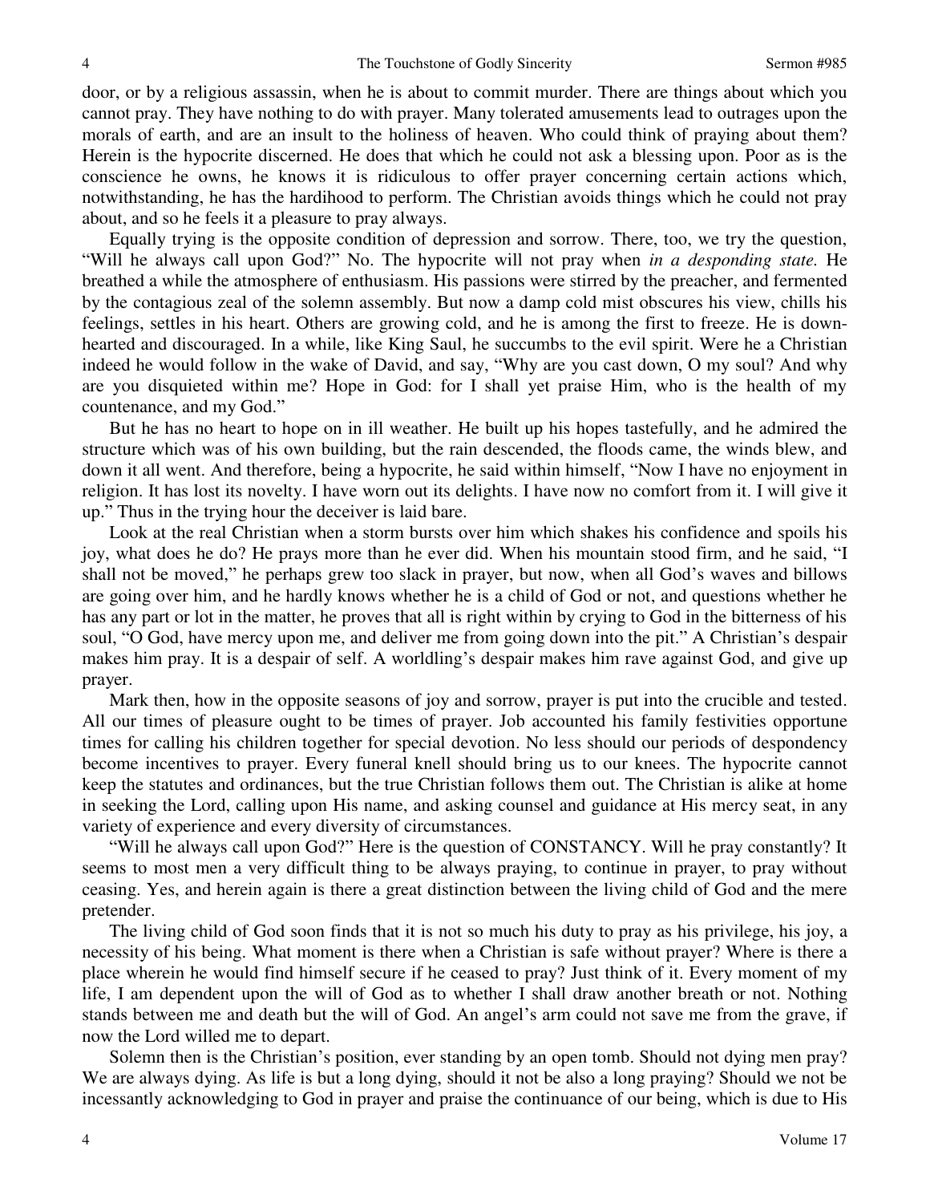door, or by a religious assassin, when he is about to commit murder. There are things about which you cannot pray. They have nothing to do with prayer. Many tolerated amusements lead to outrages upon the morals of earth, and are an insult to the holiness of heaven. Who could think of praying about them? Herein is the hypocrite discerned. He does that which he could not ask a blessing upon. Poor as is the conscience he owns, he knows it is ridiculous to offer prayer concerning certain actions which, notwithstanding, he has the hardihood to perform. The Christian avoids things which he could not pray about, and so he feels it a pleasure to pray always.

Equally trying is the opposite condition of depression and sorrow. There, too, we try the question, "Will he always call upon God?" No. The hypocrite will not pray when *in a desponding state.* He breathed a while the atmosphere of enthusiasm. His passions were stirred by the preacher, and fermented by the contagious zeal of the solemn assembly. But now a damp cold mist obscures his view, chills his feelings, settles in his heart. Others are growing cold, and he is among the first to freeze. He is down-hearted and discouraged. In a while, like King Saul, he succumbs to the evil spirit. Were he a Christian indeed he would follow in the wake of David, and say, "Why are you cast down, O my soul? And why are you disquieted within me? Hope in God: for I shall yet praise Him, who is the health of my countenance, and my God."

But he has no heart to hope on in ill weather. He built up his hopes tastefully, and he admired the structure which was of his own building, but the rain descended, the floods came, the winds blew, and down it all went. And therefore, being a hypocrite, he said within himself, "Now I have no enjoyment in religion. It has lost its novelty. I have worn out its delights. I have now no comfort from it. I will give it up." Thus in the trying hour the deceiver is laid bare.

Look at the real Christian when a storm bursts over him which shakes his confidence and spoils his joy, what does he do? He prays more than he ever did. When his mountain stood firm, and he said, "I shall not be moved," he perhaps grew too slack in prayer, but now, when all God's waves and billows are going over him, and he hardly knows whether he is a child of God or not, and questions whether he has any part or lot in the matter, he proves that all is right within by crying to God in the bitterness of his soul, "O God, have mercy upon me, and deliver me from going down into the pit." A Christian's despair makes him pray. It is a despair of self. A worldling's despair makes him rave against God, and give up prayer.

Mark then, how in the opposite seasons of joy and sorrow, prayer is put into the crucible and tested. All our times of pleasure ought to be times of prayer. Job accounted his family festivities opportune times for calling his children together for special devotion. No less should our periods of despondency become incentives to prayer. Every funeral knell should bring us to our knees. The hypocrite cannot keep the statutes and ordinances, but the true Christian follows them out. The Christian is alike at home in seeking the Lord, calling upon His name, and asking counsel and guidance at His mercy seat, in any variety of experience and every diversity of circumstances.

"Will he always call upon God?" Here is the question of CONSTANCY. Will he pray constantly? It seems to most men a very difficult thing to be always praying, to continue in prayer, to pray without ceasing. Yes, and herein again is there a great distinction between the living child of God and the mere pretender.

The living child of God soon finds that it is not so much his duty to pray as his privilege, his joy, a necessity of his being. What moment is there when a Christian is safe without prayer? Where is there a place wherein he would find himself secure if he ceased to pray? Just think of it. Every moment of my life, I am dependent upon the will of God as to whether I shall draw another breath or not. Nothing stands between me and death but the will of God. An angel's arm could not save me from the grave, if now the Lord willed me to depart.

Solemn then is the Christian's position, ever standing by an open tomb. Should not dying men pray? We are always dying. As life is but a long dying, should it not be also a long praying? Should we not be incessantly acknowledging to God in prayer and praise the continuance of our being, which is due to His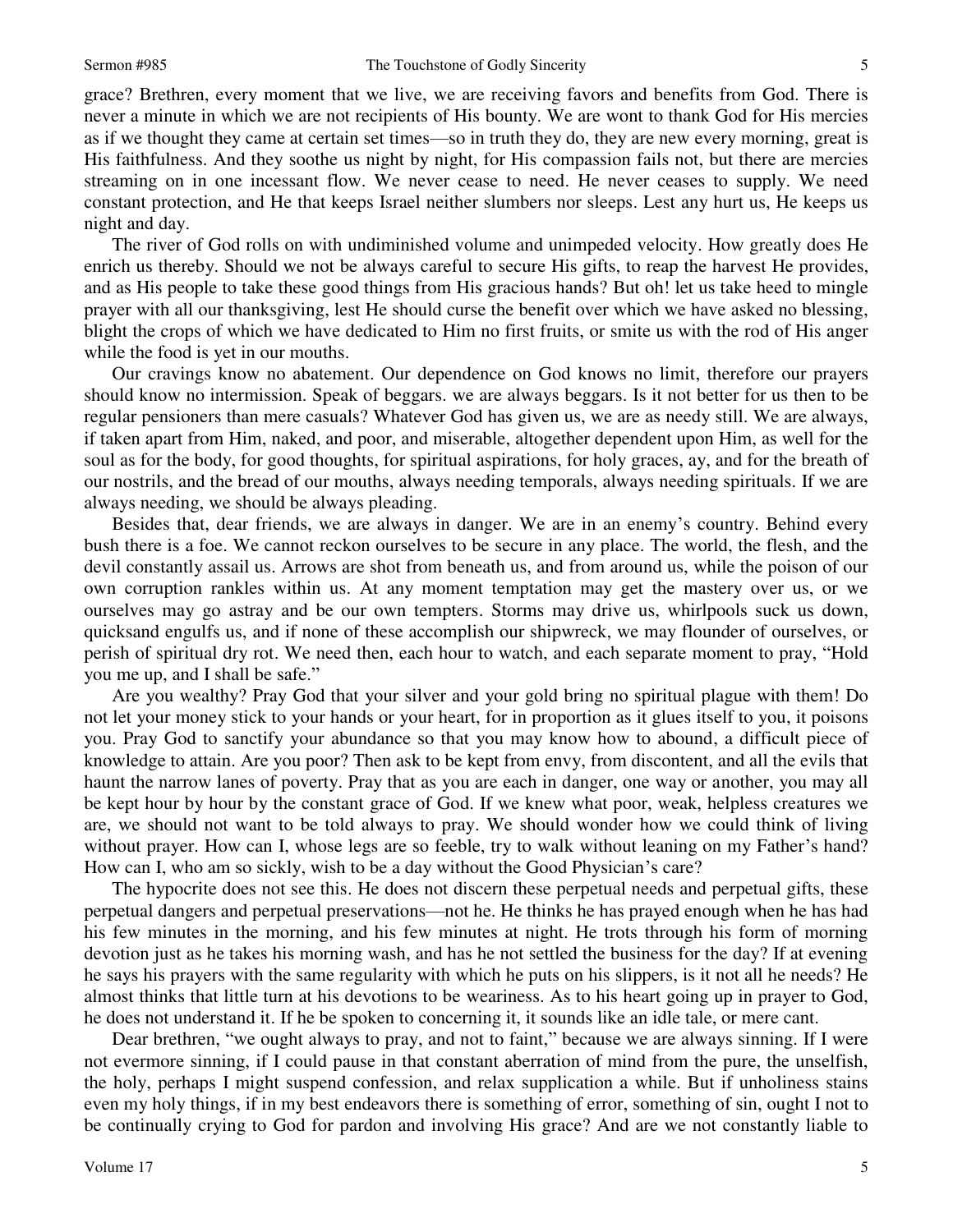grace? Brethren, every moment that we live, we are receiving favors and benefits from God. There is never a minute in which we are not recipients of His bounty. We are wont to thank God for His mercies as if we thought they came at certain set times—so in truth they do, they are new every morning, great is His faithfulness. And they soothe us night by night, for His compassion fails not, but there are mercies streaming on in one incessant flow. We never cease to need. He never ceases to supply. We need constant protection, and He that keeps Israel neither slumbers nor sleeps. Lest any hurt us, He keeps us night and day.

The river of God rolls on with undiminished volume and unimpeded velocity. How greatly does He enrich us thereby. Should we not be always careful to secure His gifts, to reap the harvest He provides, and as His people to take these good things from His gracious hands? But oh! let us take heed to mingle prayer with all our thanksgiving, lest He should curse the benefit over which we have asked no blessing, blight the crops of which we have dedicated to Him no first fruits, or smite us with the rod of His anger while the food is yet in our mouths.

Our cravings know no abatement. Our dependence on God knows no limit, therefore our prayers should know no intermission. Speak of beggars. we are always beggars. Is it not better for us then to be regular pensioners than mere casuals? Whatever God has given us, we are as needy still. We are always, if taken apart from Him, naked, and poor, and miserable, altogether dependent upon Him, as well for the soul as for the body, for good thoughts, for spiritual aspirations, for holy graces, ay, and for the breath of our nostrils, and the bread of our mouths, always needing temporals, always needing spirituals. If we are always needing, we should be always pleading.

Besides that, dear friends, we are always in danger. We are in an enemy's country. Behind every bush there is a foe. We cannot reckon ourselves to be secure in any place. The world, the flesh, and the devil constantly assail us. Arrows are shot from beneath us, and from around us, while the poison of our own corruption rankles within us. At any moment temptation may get the mastery over us, or we ourselves may go astray and be our own tempters. Storms may drive us, whirlpools suck us down, quicksand engulfs us, and if none of these accomplish our shipwreck, we may flounder of ourselves, or perish of spiritual dry rot. We need then, each hour to watch, and each separate moment to pray, "Hold you me up, and I shall be safe."

Are you wealthy? Pray God that your silver and your gold bring no spiritual plague with them! Do not let your money stick to your hands or your heart, for in proportion as it glues itself to you, it poisons you. Pray God to sanctify your abundance so that you may know how to abound, a difficult piece of knowledge to attain. Are you poor? Then ask to be kept from envy, from discontent, and all the evils that haunt the narrow lanes of poverty. Pray that as you are each in danger, one way or another, you may all be kept hour by hour by the constant grace of God. If we knew what poor, weak, helpless creatures we are, we should not want to be told always to pray. We should wonder how we could think of living without prayer. How can I, whose legs are so feeble, try to walk without leaning on my Father's hand? How can I, who am so sickly, wish to be a day without the Good Physician's care?

The hypocrite does not see this. He does not discern these perpetual needs and perpetual gifts, these perpetual dangers and perpetual preservations—not he. He thinks he has prayed enough when he has had his few minutes in the morning, and his few minutes at night. He trots through his form of morning devotion just as he takes his morning wash, and has he not settled the business for the day? If at evening he says his prayers with the same regularity with which he puts on his slippers, is it not all he needs? He almost thinks that little turn at his devotions to be weariness. As to his heart going up in prayer to God, he does not understand it. If he be spoken to concerning it, it sounds like an idle tale, or mere cant.

Dear brethren, "we ought always to pray, and not to faint," because we are always sinning. If I were not evermore sinning, if I could pause in that constant aberration of mind from the pure, the unselfish, the holy, perhaps I might suspend confession, and relax supplication a while. But if unholiness stains even my holy things, if in my best endeavors there is something of error, something of sin, ought I not to be continually crying to God for pardon and involving His grace? And are we not constantly liable to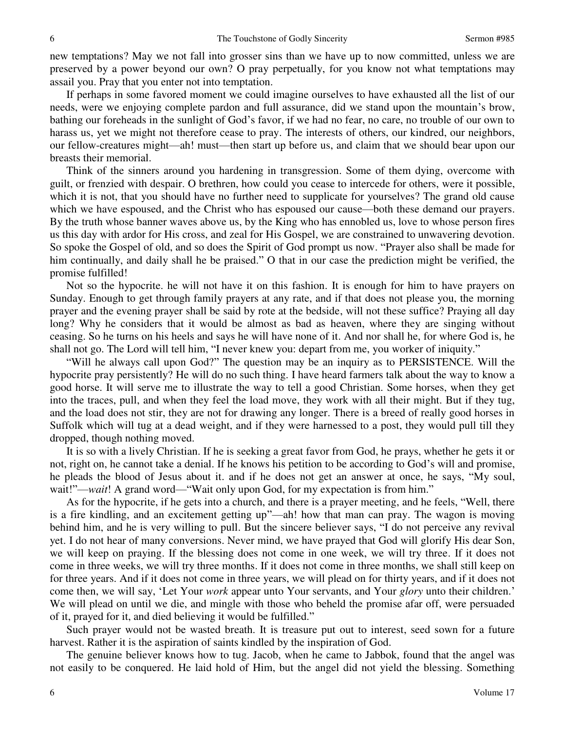new temptations? May we not fall into grosser sins than we have up to now committed, unless we are preserved by a power beyond our own? O pray perpetually, for you know not what temptations may assail you. Pray that you enter not into temptation.

If perhaps in some favored moment we could imagine ourselves to have exhausted all the list of our needs, were we enjoying complete pardon and full assurance, did we stand upon the mountain's brow, bathing our foreheads in the sunlight of God's favor, if we had no fear, no care, no trouble of our own to harass us, yet we might not therefore cease to pray. The interests of others, our kindred, our neighbors, our fellow-creatures might—ah! must—then start up before us, and claim that we should bear upon our breasts their memorial.

Think of the sinners around you hardening in transgression. Some of them dying, overcome with guilt, or frenzied with despair. O brethren, how could you cease to intercede for others, were it possible, which it is not, that you should have no further need to supplicate for yourselves? The grand old cause which we have espoused, and the Christ who has espoused our cause—both these demand our prayers. By the truth whose banner waves above us, by the King who has ennobled us, love to whose person fires us this day with ardor for His cross, and zeal for His Gospel, we are constrained to unwavering devotion. So spoke the Gospel of old, and so does the Spirit of God prompt us now. "Prayer also shall be made for him continually, and daily shall he be praised." O that in our case the prediction might be verified, the promise fulfilled!

Not so the hypocrite. he will not have it on this fashion. It is enough for him to have prayers on Sunday. Enough to get through family prayers at any rate, and if that does not please you, the morning prayer and the evening prayer shall be said by rote at the bedside, will not these suffice? Praying all day long? Why he considers that it would be almost as bad as heaven, where they are singing without ceasing. So he turns on his heels and says he will have none of it. And nor shall he, for where God is, he shall not go. The Lord will tell him, "I never knew you: depart from me, you worker of iniquity."

"Will he always call upon God?" The question may be an inquiry as to PERSISTENCE. Will the hypocrite pray persistently? He will do no such thing. I have heard farmers talk about the way to know a good horse. It will serve me to illustrate the way to tell a good Christian. Some horses, when they get into the traces, pull, and when they feel the load move, they work with all their might. But if they tug, and the load does not stir, they are not for drawing any longer. There is a breed of really good horses in Suffolk which will tug at a dead weight, and if they were harnessed to a post, they would pull till they dropped, though nothing moved.

It is so with a lively Christian. If he is seeking a great favor from God, he prays, whether he gets it or not, right on, he cannot take a denial. If he knows his petition to be according to God's will and promise, he pleads the blood of Jesus about it. and if he does not get an answer at once, he says, "My soul, wait!"—*wait*! A grand word—"Wait only upon God, for my expectation is from him."

As for the hypocrite, if he gets into a church, and there is a prayer meeting, and he feels, "Well, there is a fire kindling, and an excitement getting up"—ah! how that man can pray. The wagon is moving behind him, and he is very willing to pull. But the sincere believer says, "I do not perceive any revival yet. I do not hear of many conversions. Never mind, we have prayed that God will glorify His dear Son, we will keep on praying. If the blessing does not come in one week, we will try three. If it does not come in three weeks, we will try three months. If it does not come in three months, we shall still keep on for three years. And if it does not come in three years, we will plead on for thirty years, and if it does not come then, we will say, 'Let Your *work* appear unto Your servants, and Your *glory* unto their children.' We will plead on until we die, and mingle with those who beheld the promise afar off, were persuaded of it, prayed for it, and died believing it would be fulfilled."

Such prayer would not be wasted breath. It is treasure put out to interest, seed sown for a future harvest. Rather it is the aspiration of saints kindled by the inspiration of God.

The genuine believer knows how to tug. Jacob, when he came to Jabbok, found that the angel was not easily to be conquered. He laid hold of Him, but the angel did not yield the blessing. Something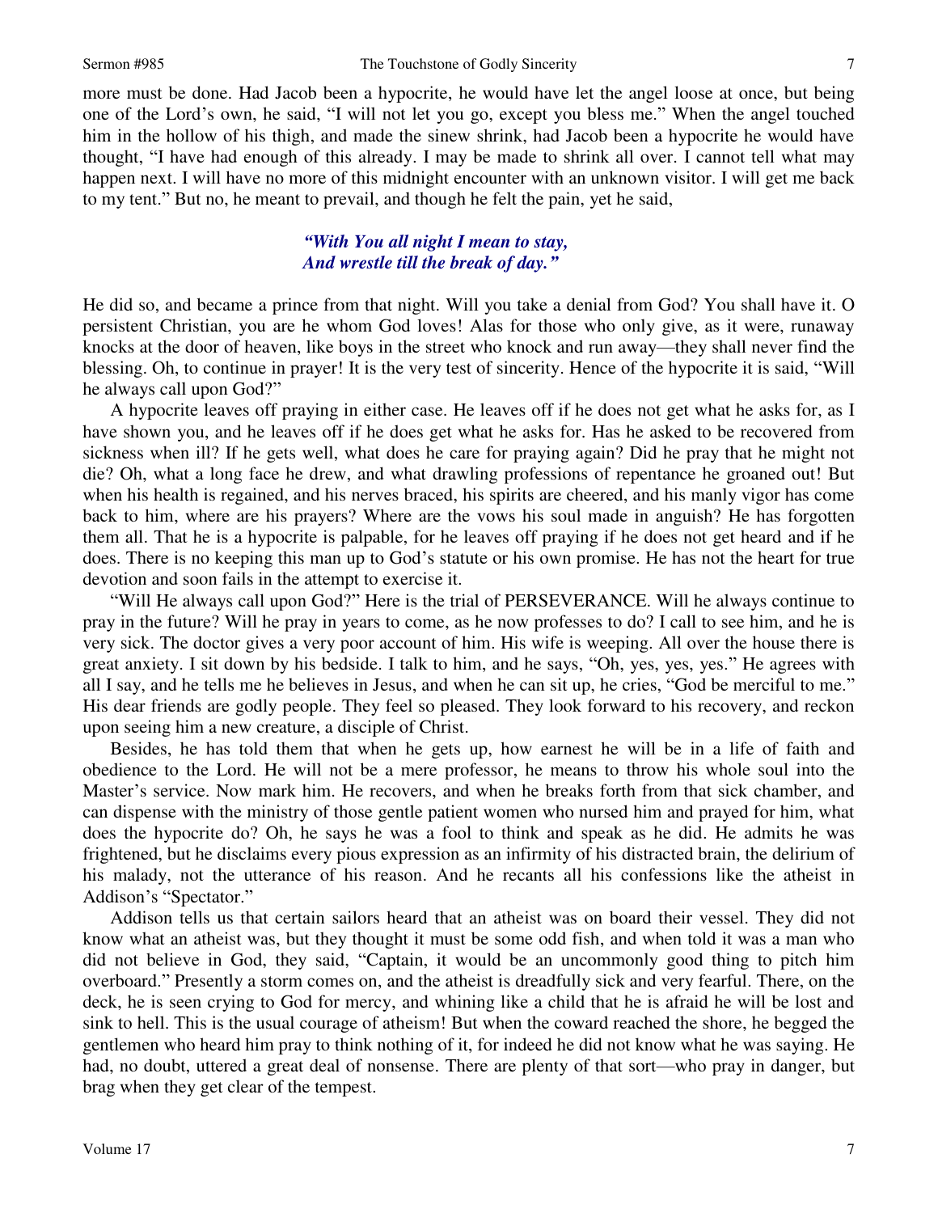more must be done. Had Jacob been a hypocrite, he would have let the angel loose at once, but being one of the Lord's own, he said, "I will not let you go, except you bless me." When the angel touched him in the hollow of his thigh, and made the sinew shrink, had Jacob been a hypocrite he would have thought, "I have had enough of this already. I may be made to shrink all over. I cannot tell what may happen next. I will have no more of this midnight encounter with an unknown visitor. I will get me back to my tent." But no, he meant to prevail, and though he felt the pain, yet he said,

> ***"With You all night I mean to stay,***
> ***And wrestle till the break of day."***

He did so, and became a prince from that night. Will you take a denial from God? You shall have it. O persistent Christian, you are he whom God loves! Alas for those who only give, as it were, runaway knocks at the door of heaven, like boys in the street who knock and run away—they shall never find the blessing. Oh, to continue in prayer! It is the very test of sincerity. Hence of the hypocrite it is said, "Will he always call upon God?"

A hypocrite leaves off praying in either case. He leaves off if he does not get what he asks for, as I have shown you, and he leaves off if he does get what he asks for. Has he asked to be recovered from sickness when ill? If he gets well, what does he care for praying again? Did he pray that he might not die? Oh, what a long face he drew, and what drawling professions of repentance he groaned out! But when his health is regained, and his nerves braced, his spirits are cheered, and his manly vigor has come back to him, where are his prayers? Where are the vows his soul made in anguish? He has forgotten them all. That he is a hypocrite is palpable, for he leaves off praying if he does not get heard and if he does. There is no keeping this man up to God's statute or his own promise. He has not the heart for true devotion and soon fails in the attempt to exercise it.

"Will He always call upon God?" Here is the trial of PERSEVERANCE. Will he always continue to pray in the future? Will he pray in years to come, as he now professes to do? I call to see him, and he is very sick. The doctor gives a very poor account of him. His wife is weeping. All over the house there is great anxiety. I sit down by his bedside. I talk to him, and he says, "Oh, yes, yes, yes." He agrees with all I say, and he tells me he believes in Jesus, and when he can sit up, he cries, "God be merciful to me." His dear friends are godly people. They feel so pleased. They look forward to his recovery, and reckon upon seeing him a new creature, a disciple of Christ.

Besides, he has told them that when he gets up, how earnest he will be in a life of faith and obedience to the Lord. He will not be a mere professor, he means to throw his whole soul into the Master's service. Now mark him. He recovers, and when he breaks forth from that sick chamber, and can dispense with the ministry of those gentle patient women who nursed him and prayed for him, what does the hypocrite do? Oh, he says he was a fool to think and speak as he did. He admits he was frightened, but he disclaims every pious expression as an infirmity of his distracted brain, the delirium of his malady, not the utterance of his reason. And he recants all his confessions like the atheist in Addison's "Spectator."

Addison tells us that certain sailors heard that an atheist was on board their vessel. They did not know what an atheist was, but they thought it must be some odd fish, and when told it was a man who did not believe in God, they said, "Captain, it would be an uncommonly good thing to pitch him overboard." Presently a storm comes on, and the atheist is dreadfully sick and very fearful. There, on the deck, he is seen crying to God for mercy, and whining like a child that he is afraid he will be lost and sink to hell. This is the usual courage of atheism! But when the coward reached the shore, he begged the gentlemen who heard him pray to think nothing of it, for indeed he did not know what he was saying. He had, no doubt, uttered a great deal of nonsense. There are plenty of that sort—who pray in danger, but brag when they get clear of the tempest.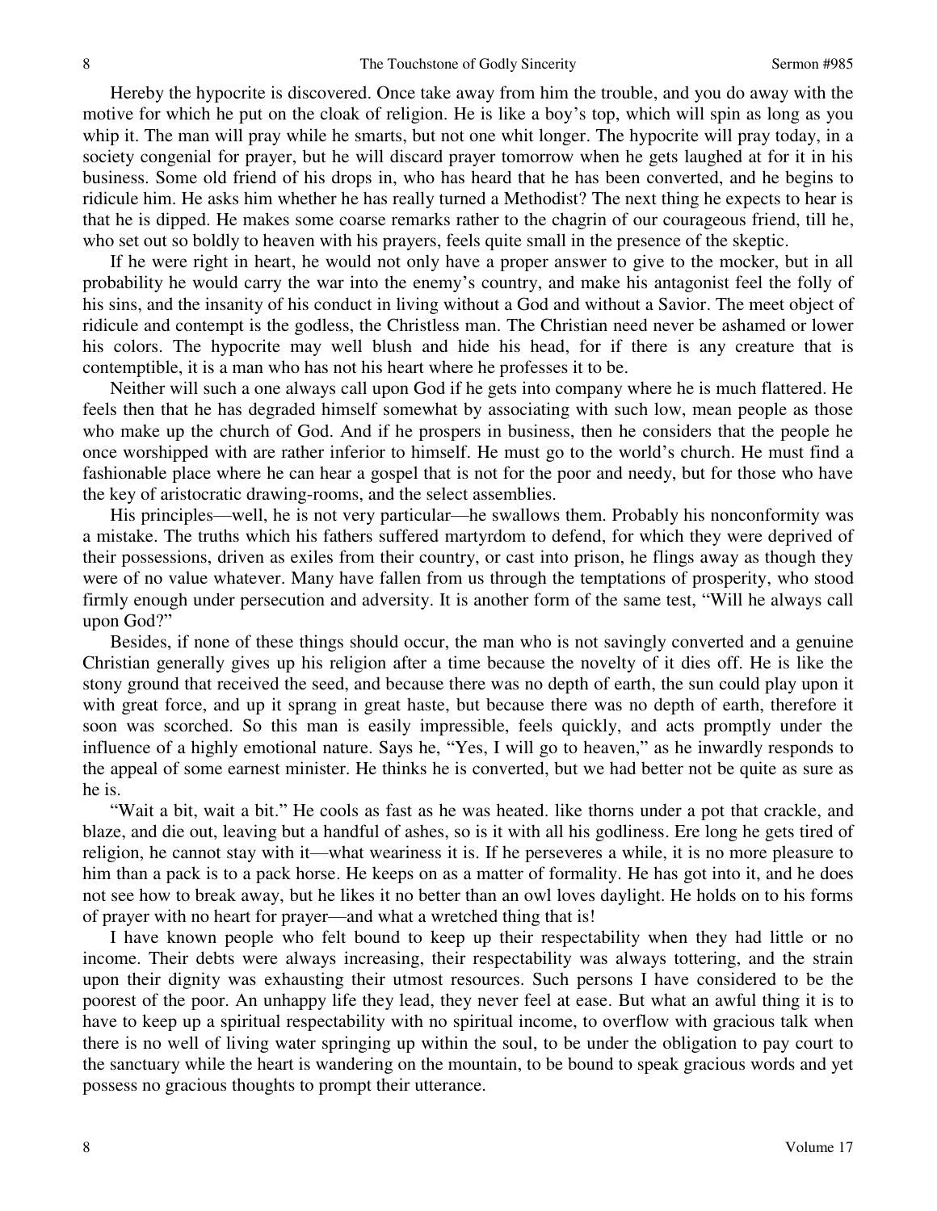Hereby the hypocrite is discovered. Once take away from him the trouble, and you do away with the motive for which he put on the cloak of religion. He is like a boy's top, which will spin as long as you whip it. The man will pray while he smarts, but not one whit longer. The hypocrite will pray today, in a society congenial for prayer, but he will discard prayer tomorrow when he gets laughed at for it in his business. Some old friend of his drops in, who has heard that he has been converted, and he begins to ridicule him. He asks him whether he has really turned a Methodist? The next thing he expects to hear is that he is dipped. He makes some coarse remarks rather to the chagrin of our courageous friend, till he, who set out so boldly to heaven with his prayers, feels quite small in the presence of the skeptic.

If he were right in heart, he would not only have a proper answer to give to the mocker, but in all probability he would carry the war into the enemy's country, and make his antagonist feel the folly of his sins, and the insanity of his conduct in living without a God and without a Savior. The meet object of ridicule and contempt is the godless, the Christless man. The Christian need never be ashamed or lower his colors. The hypocrite may well blush and hide his head, for if there is any creature that is contemptible, it is a man who has not his heart where he professes it to be.

Neither will such a one always call upon God if he gets into company where he is much flattered. He feels then that he has degraded himself somewhat by associating with such low, mean people as those who make up the church of God. And if he prospers in business, then he considers that the people he once worshipped with are rather inferior to himself. He must go to the world's church. He must find a fashionable place where he can hear a gospel that is not for the poor and needy, but for those who have the key of aristocratic drawing-rooms, and the select assemblies.

His principles—well, he is not very particular—he swallows them. Probably his nonconformity was a mistake. The truths which his fathers suffered martyrdom to defend, for which they were deprived of their possessions, driven as exiles from their country, or cast into prison, he flings away as though they were of no value whatever. Many have fallen from us through the temptations of prosperity, who stood firmly enough under persecution and adversity. It is another form of the same test, "Will he always call upon God?"

Besides, if none of these things should occur, the man who is not savingly converted and a genuine Christian generally gives up his religion after a time because the novelty of it dies off. He is like the stony ground that received the seed, and because there was no depth of earth, the sun could play upon it with great force, and up it sprang in great haste, but because there was no depth of earth, therefore it soon was scorched. So this man is easily impressible, feels quickly, and acts promptly under the influence of a highly emotional nature. Says he, "Yes, I will go to heaven," as he inwardly responds to the appeal of some earnest minister. He thinks he is converted, but we had better not be quite as sure as he is.

"Wait a bit, wait a bit." He cools as fast as he was heated. like thorns under a pot that crackle, and blaze, and die out, leaving but a handful of ashes, so is it with all his godliness. Ere long he gets tired of religion, he cannot stay with it—what weariness it is. If he perseveres a while, it is no more pleasure to him than a pack is to a pack horse. He keeps on as a matter of formality. He has got into it, and he does not see how to break away, but he likes it no better than an owl loves daylight. He holds on to his forms of prayer with no heart for prayer—and what a wretched thing that is!

I have known people who felt bound to keep up their respectability when they had little or no income. Their debts were always increasing, their respectability was always tottering, and the strain upon their dignity was exhausting their utmost resources. Such persons I have considered to be the poorest of the poor. An unhappy life they lead, they never feel at ease. But what an awful thing it is to have to keep up a spiritual respectability with no spiritual income, to overflow with gracious talk when there is no well of living water springing up within the soul, to be under the obligation to pay court to the sanctuary while the heart is wandering on the mountain, to be bound to speak gracious words and yet possess no gracious thoughts to prompt their utterance.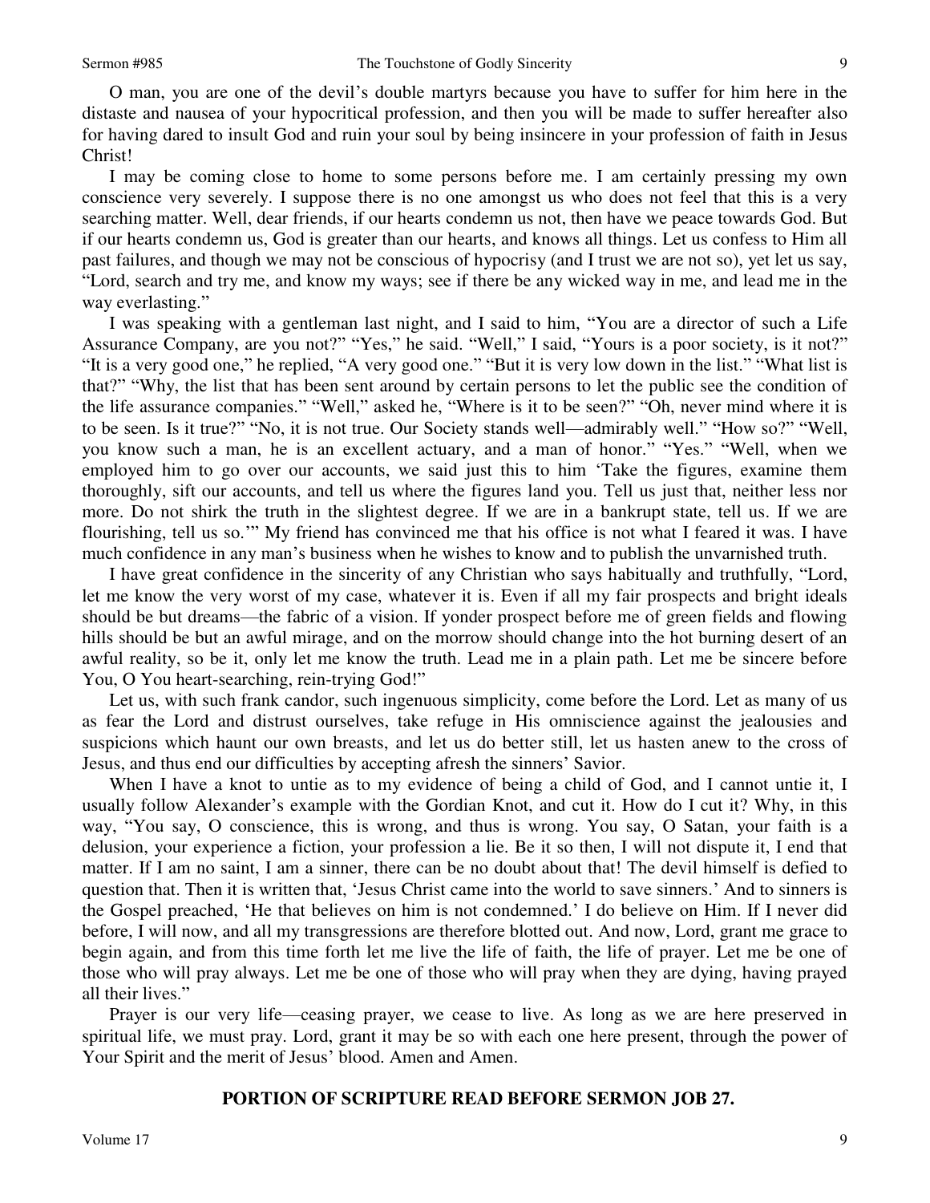O man, you are one of the devil's double martyrs because you have to suffer for him here in the distaste and nausea of your hypocritical profession, and then you will be made to suffer hereafter also for having dared to insult God and ruin your soul by being insincere in your profession of faith in Jesus Christ!

I may be coming close to home to some persons before me. I am certainly pressing my own conscience very severely. I suppose there is no one amongst us who does not feel that this is a very searching matter. Well, dear friends, if our hearts condemn us not, then have we peace towards God. But if our hearts condemn us, God is greater than our hearts, and knows all things. Let us confess to Him all past failures, and though we may not be conscious of hypocrisy (and I trust we are not so), yet let us say, "Lord, search and try me, and know my ways; see if there be any wicked way in me, and lead me in the way everlasting."

I was speaking with a gentleman last night, and I said to him, "You are a director of such a Life Assurance Company, are you not?" "Yes," he said. "Well," I said, "Yours is a poor society, is it not?" "It is a very good one," he replied, "A very good one." "But it is very low down in the list." "What list is that?" "Why, the list that has been sent around by certain persons to let the public see the condition of the life assurance companies." "Well," asked he, "Where is it to be seen?" "Oh, never mind where it is to be seen. Is it true?" "No, it is not true. Our Society stands well—admirably well." "How so?" "Well, you know such a man, he is an excellent actuary, and a man of honor." "Yes." "Well, when we employed him to go over our accounts, we said just this to him 'Take the figures, examine them thoroughly, sift our accounts, and tell us where the figures land you. Tell us just that, neither less nor more. Do not shirk the truth in the slightest degree. If we are in a bankrupt state, tell us. If we are flourishing, tell us so.'" My friend has convinced me that his office is not what I feared it was. I have much confidence in any man's business when he wishes to know and to publish the unvarnished truth.

I have great confidence in the sincerity of any Christian who says habitually and truthfully, "Lord, let me know the very worst of my case, whatever it is. Even if all my fair prospects and bright ideals should be but dreams—the fabric of a vision. If yonder prospect before me of green fields and flowing hills should be but an awful mirage, and on the morrow should change into the hot burning desert of an awful reality, so be it, only let me know the truth. Lead me in a plain path. Let me be sincere before You, O You heart-searching, rein-trying God!"

Let us, with such frank candor, such ingenuous simplicity, come before the Lord. Let as many of us as fear the Lord and distrust ourselves, take refuge in His omniscience against the jealousies and suspicions which haunt our own breasts, and let us do better still, let us hasten anew to the cross of Jesus, and thus end our difficulties by accepting afresh the sinners' Savior.

When I have a knot to untie as to my evidence of being a child of God, and I cannot untie it, I usually follow Alexander's example with the Gordian Knot, and cut it. How do I cut it? Why, in this way, "You say, O conscience, this is wrong, and thus is wrong. You say, O Satan, your faith is a delusion, your experience a fiction, your profession a lie. Be it so then, I will not dispute it, I end that matter. If I am no saint, I am a sinner, there can be no doubt about that! The devil himself is defied to question that. Then it is written that, 'Jesus Christ came into the world to save sinners.' And to sinners is the Gospel preached, 'He that believes on him is not condemned.' I do believe on Him. If I never did before, I will now, and all my transgressions are therefore blotted out. And now, Lord, grant me grace to begin again, and from this time forth let me live the life of faith, the life of prayer. Let me be one of those who will pray always. Let me be one of those who will pray when they are dying, having prayed all their lives."

Prayer is our very life—ceasing prayer, we cease to live. As long as we are here preserved in spiritual life, we must pray. Lord, grant it may be so with each one here present, through the power of Your Spirit and the merit of Jesus' blood. Amen and Amen.

**PORTION OF SCRIPTURE READ BEFORE SERMON JOB 27.**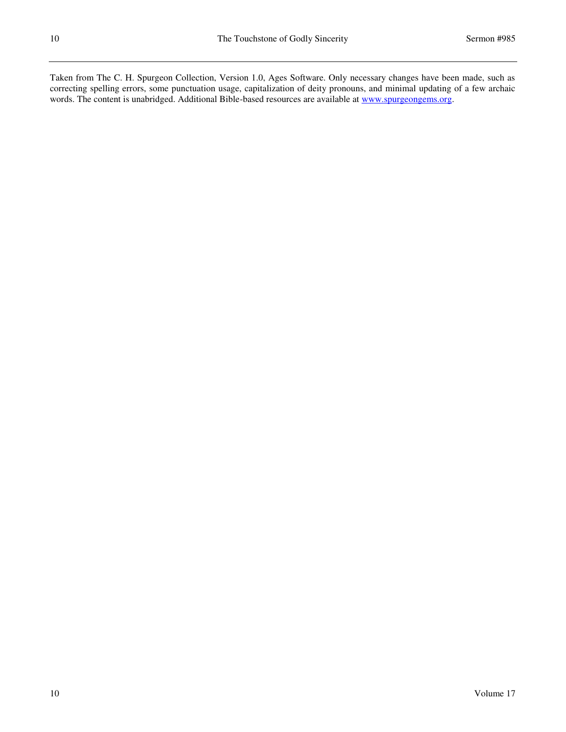Taken from The C. H. Spurgeon Collection, Version 1.0, Ages Software. Only necessary changes have been made, such as correcting spelling errors, some punctuation usage, capitalization of deity pronouns, and minimal updating of a few archaic words. The content is unabridged. Additional Bible-based resources are available at [www.spurgeongems.org](http://www.spurgeongems.org).